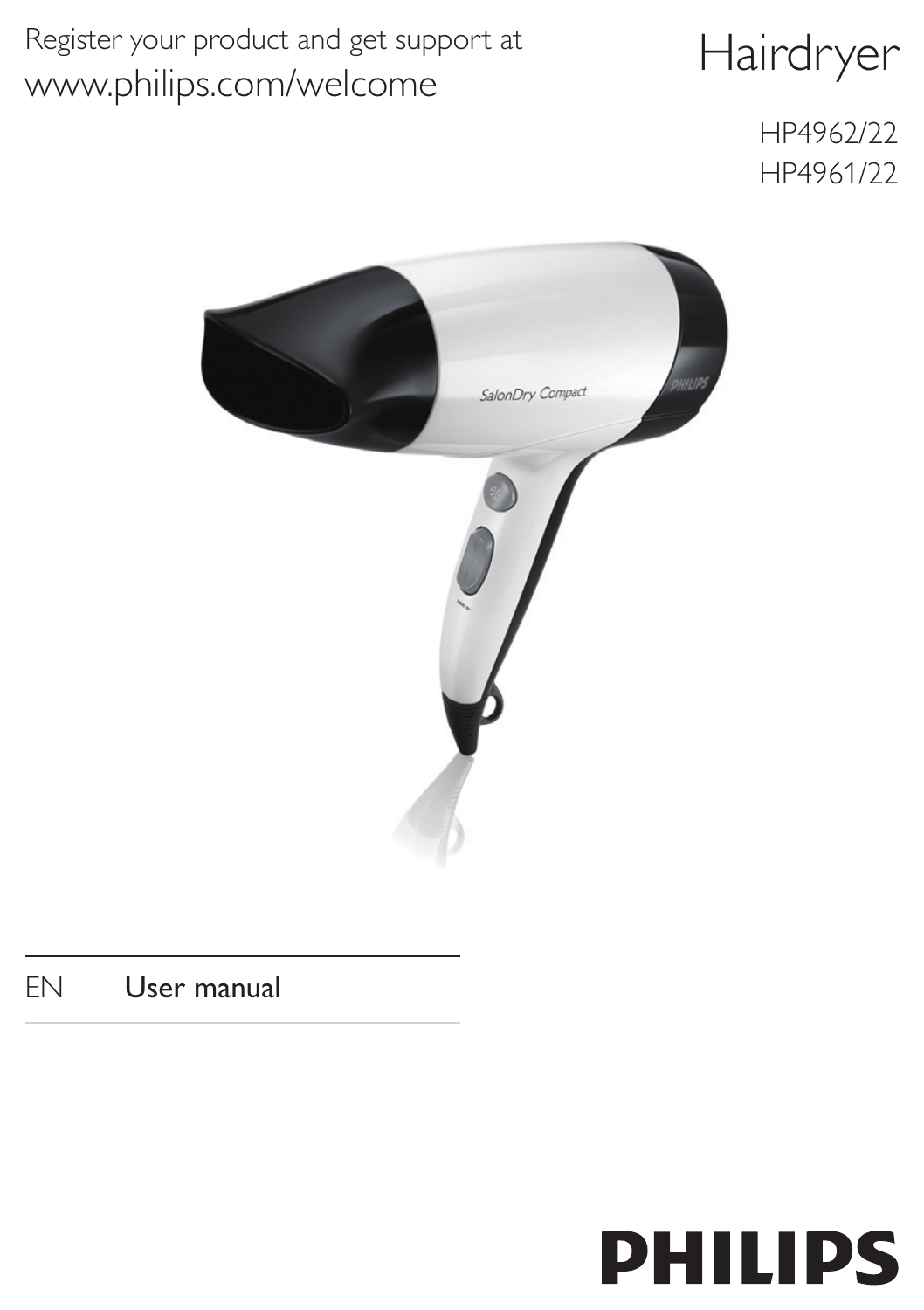Register your product and get support at
www.philips.com/welcome

# Hairdryer

HP4962/22
HP4961/22

EN User manual

PHILIPS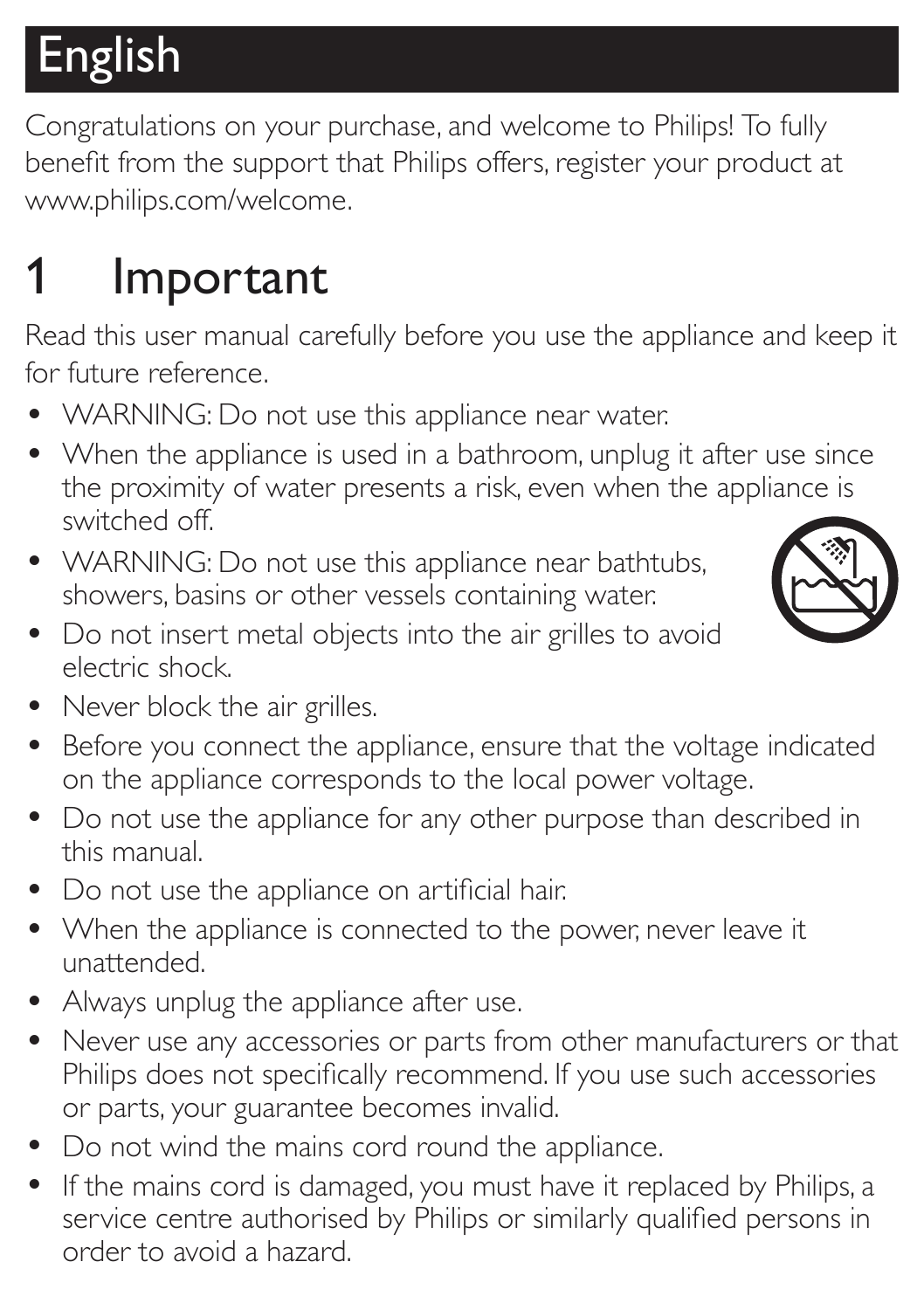# English

Congratulations on your purchase, and welcome to Philips! To fully benefit from the support that Philips offers, register your product at www.philips.com/welcome.

## 1 Important

Read this user manual carefully before you use the appliance and keep it for future reference.

- WARNING: Do not use this appliance near water.
- When the appliance is used in a bathroom, unplug it after use since the proximity of water presents a risk, even when the appliance is switched off.
- WARNING: Do not use this appliance near bathtubs, showers, basins or other vessels containing water.
- Do not insert metal objects into the air grilles to avoid electric shock.
- Never block the air grilles.
- Before you connect the appliance, ensure that the voltage indicated on the appliance corresponds to the local power voltage.
- Do not use the appliance for any other purpose than described in this manual.
- Do not use the appliance on artificial hair.
- When the appliance is connected to the power, never leave it unattended.
- Always unplug the appliance after use.
- Never use any accessories or parts from other manufacturers or that Philips does not specifically recommend. If you use such accessories or parts, your guarantee becomes invalid.
- Do not wind the mains cord round the appliance.
- If the mains cord is damaged, you must have it replaced by Philips, a service centre authorised by Philips or similarly qualified persons in order to avoid a hazard.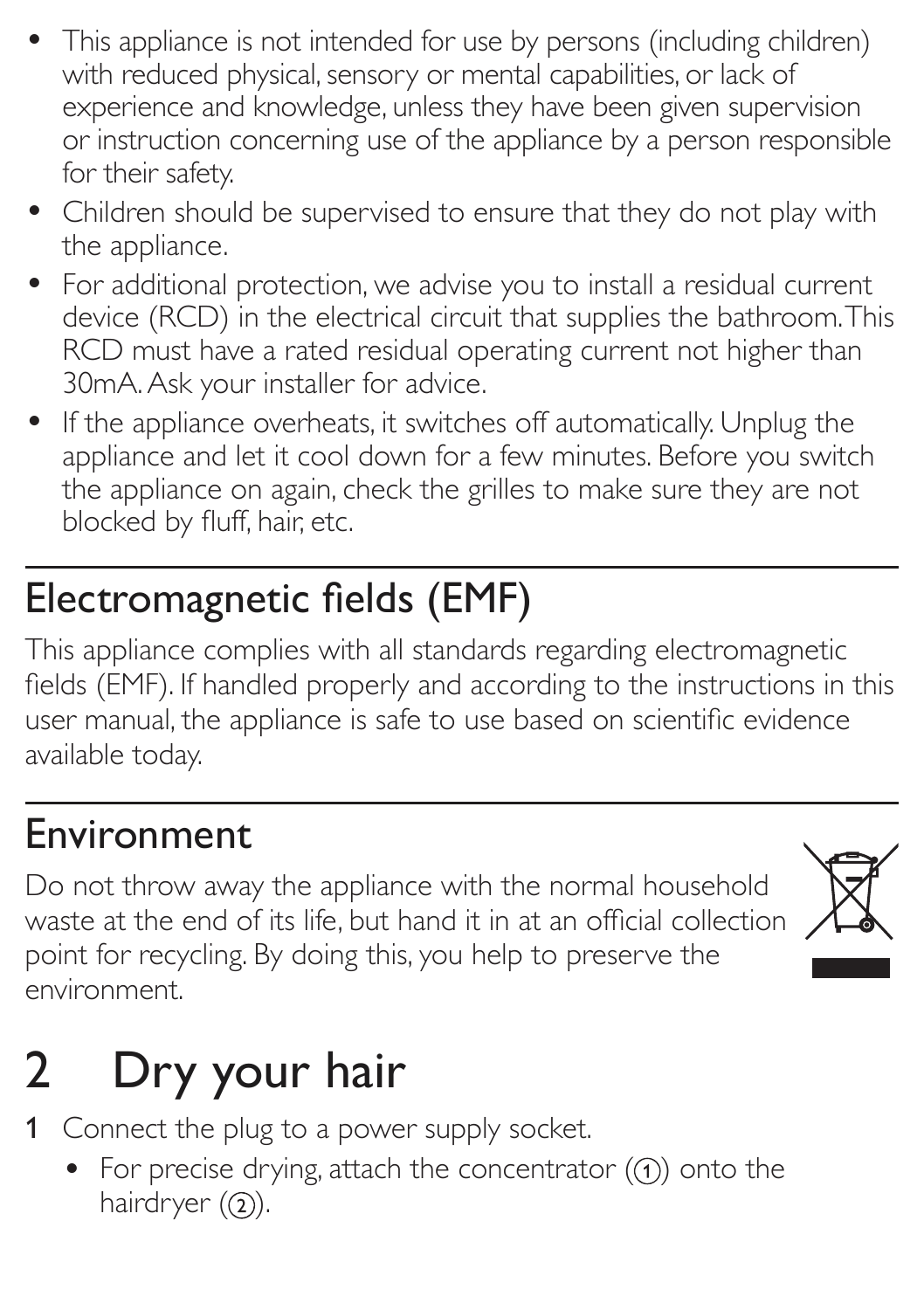- This appliance is not intended for use by persons (including children) with reduced physical, sensory or mental capabilities, or lack of experience and knowledge, unless they have been given supervision or instruction concerning use of the appliance by a person responsible for their safety.
- Children should be supervised to ensure that they do not play with the appliance.
- For additional protection, we advise you to install a residual current device (RCD) in the electrical circuit that supplies the bathroom. This RCD must have a rated residual operating current not higher than 30mA. Ask your installer for advice.
- If the appliance overheats, it switches off automatically. Unplug the appliance and let it cool down for a few minutes. Before you switch the appliance on again, check the grilles to make sure they are not blocked by fluff, hair, etc.

## Electromagnetic fields (EMF)

This appliance complies with all standards regarding electromagnetic fields (EMF). If handled properly and according to the instructions in this user manual, the appliance is safe to use based on scientific evidence available today.

## Environment

Do not throw away the appliance with the normal household waste at the end of its life, but hand it in at an official collection point for recycling. By doing this, you help to preserve the environment.

# 2 Dry your hair

1 Connect the plug to a power supply socket.
   - For precise drying, attach the concentrator (①) onto the hairdryer (②).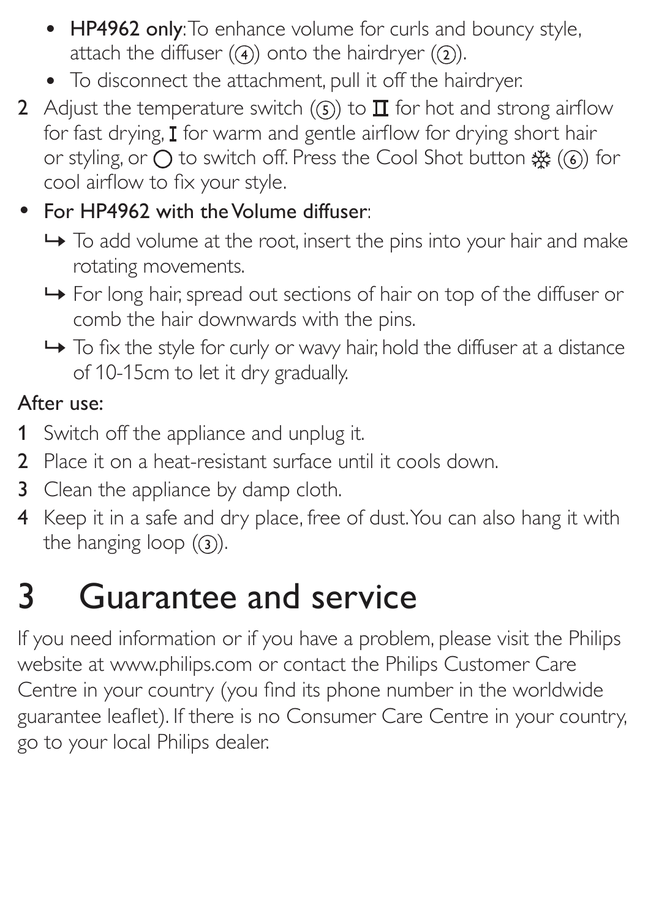- **HP4962 only**: To enhance volume for curls and bouncy style, attach the diffuser (④) onto the hairdryer (②).
- To disconnect the attachment, pull it off the hairdryer.

**2** Adjust the temperature switch (⑤) to **II** for hot and strong airflow for fast drying, **I** for warm and gentle airflow for drying short hair or styling, or ○ to switch off. Press the Cool Shot button ❄ (⑥) for cool airflow to fix your style.

- For HP4962 with the Volume diffuser:
  - ↳ To add volume at the root, insert the pins into your hair and make rotating movements.
  - ↳ For long hair, spread out sections of hair on top of the diffuser or comb the hair downwards with the pins.
  - ↳ To fix the style for curly or wavy hair, hold the diffuser at a distance of 10-15cm to let it dry gradually.

After use:

1. Switch off the appliance and unplug it.
2. Place it on a heat-resistant surface until it cools down.
3. Clean the appliance by damp cloth.
4. Keep it in a safe and dry place, free of dust. You can also hang it with the hanging loop (③).

# 3 Guarantee and service

If you need information or if you have a problem, please visit the Philips website at www.philips.com or contact the Philips Customer Care Centre in your country (you find its phone number in the worldwide guarantee leaflet). If there is no Consumer Care Centre in your country, go to your local Philips dealer.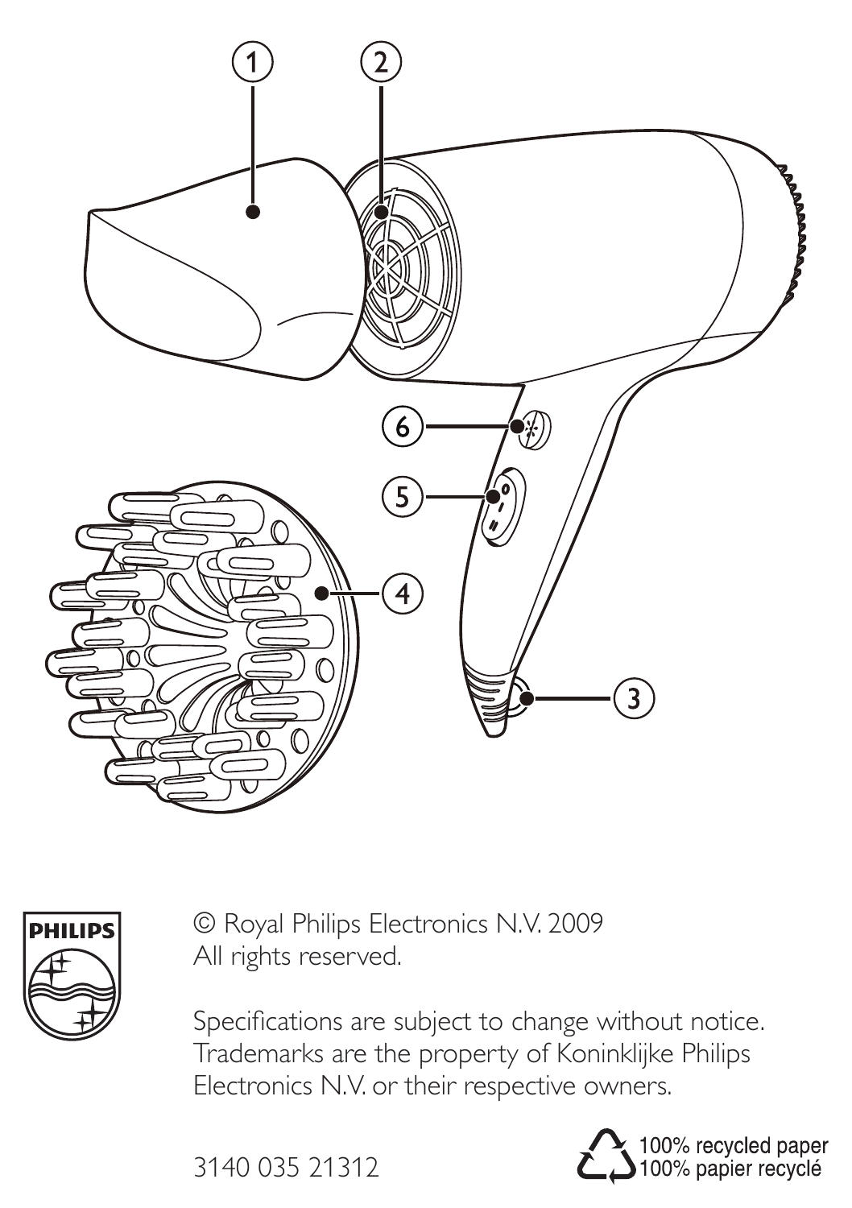© Royal Philips Electronics N.V. 2009
All rights reserved.

Specifications are subject to change without notice. Trademarks are the property of Koninklijke Philips Electronics N.V. or their respective owners.

3140 035 21312

100% recycled paper
100% papier recyclé